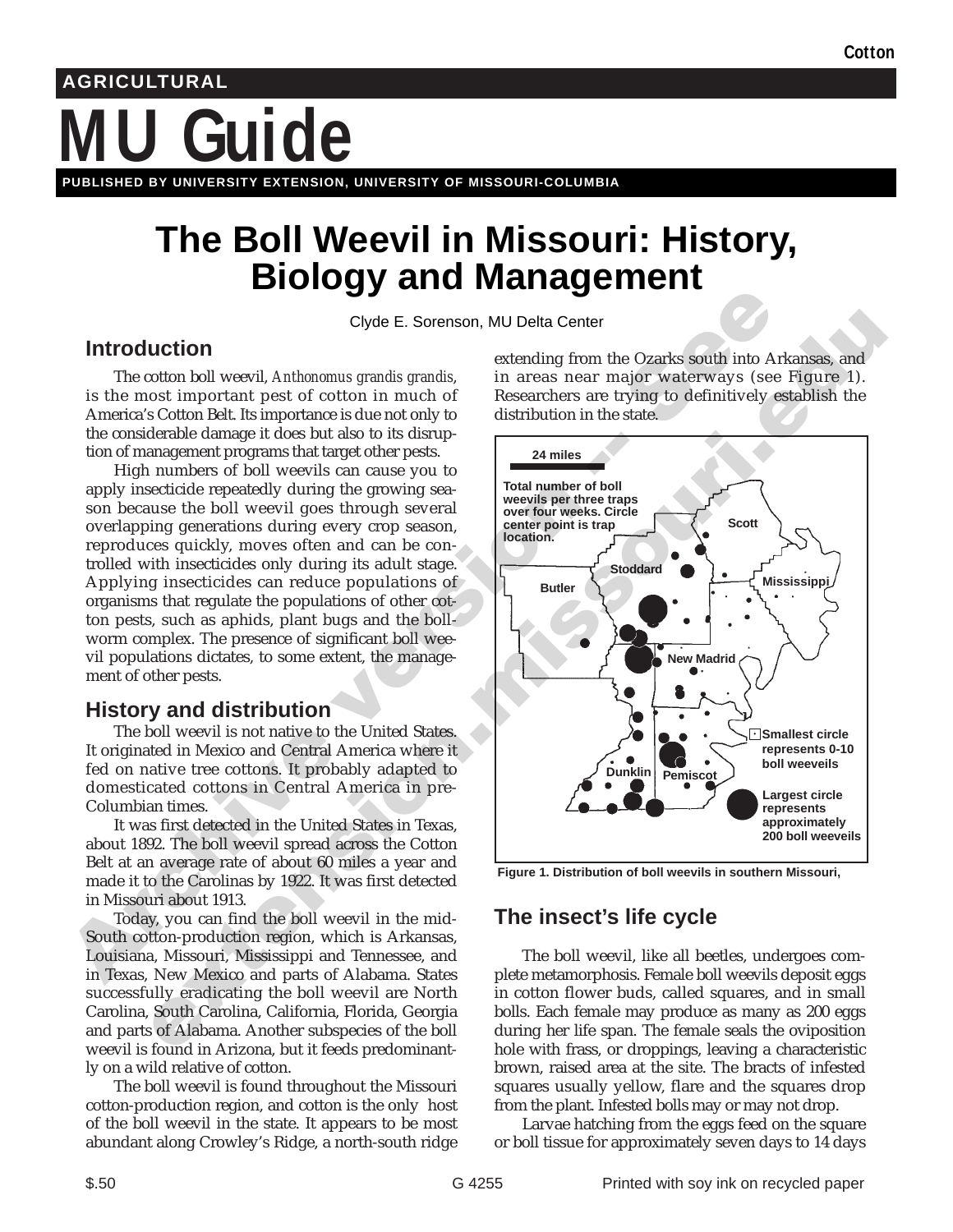AGRICULTURAL

# MU Guide

PUBLISHED BY UNIVERSITY EXTENSION, UNIVERSITY OF MISSOURI-COLUMBIA

# The Boll Weevil in Missouri: History, Biology and Management

Clyde E. Sorenson, MU Delta Center

## Introduction

The cotton boll weevil, *Anthonomus grandis grandis*, is the most important pest of cotton in much of America's Cotton Belt. Its importance is due not only to the considerable damage it does but also to its disruption of management programs that target other pests.

High numbers of boll weevils can cause you to apply insecticide repeatedly during the growing season because the boll weevil goes through several overlapping generations during every crop season, reproduces quickly, moves often and can be controlled with insecticides only during its adult stage. Applying insecticides can reduce populations of organisms that regulate the populations of other cotton pests, such as aphids, plant bugs and the bollworm complex. The presence of significant boll weevil populations dictates, to some extent, the management of other pests.

## History and distribution

The boll weevil is not native to the United States. It originated in Mexico and Central America where it fed on native tree cottons. It probably adapted to domesticated cottons in Central America in pre-Columbian times.

It was first detected in the United States in Texas, about 1892. The boll weevil spread across the Cotton Belt at an average rate of about 60 miles a year and made it to the Carolinas by 1922. It was first detected in Missouri about 1913.

Today, you can find the boll weevil in the mid-South cotton-production region, which is Arkansas, Louisiana, Missouri, Mississippi and Tennessee, and in Texas, New Mexico and parts of Alabama. States successfully eradicating the boll weevil are North Carolina, South Carolina, California, Florida, Georgia and parts of Alabama. Another subspecies of the boll weevil is found in Arizona, but it feeds predominantly on a wild relative of cotton.

The boll weevil is found throughout the Missouri cotton-production region, and cotton is the only host of the boll weevil in the state. It appears to be most abundant along Crowley's Ridge, a north-south ridge extending from the Ozarks south into Arkansas, and in areas near major waterways (see Figure 1). Researchers are trying to definitively establish the distribution in the state.

24 miles

Total number of boll weevils per three traps over four weeks. Circle center point is trap location.

Scott, Stoddard, Mississippi, Butler, New Madrid, Dunklin, Pemiscot

Smallest circle represents 0-10 boll weeveils

Largest circle represents approximately 200 boll weeveils

Figure 1. Distribution of boll weevils in southern Missouri,

## The insect's life cycle

The boll weevil, like all beetles, undergoes complete metamorphosis. Female boll weevils deposit eggs in cotton flower buds, called squares, and in small bolls. Each female may produce as many as 200 eggs during her life span. The female seals the oviposition hole with frass, or droppings, leaving a characteristic brown, raised area at the site. The bracts of infested squares usually yellow, flare and the squares drop from the plant. Infested bolls may or may not drop.

Larvae hatching from the eggs feed on the square or boll tissue for approximately seven days to 14 days

$.50 G 4255 Printed with soy ink on recycled paper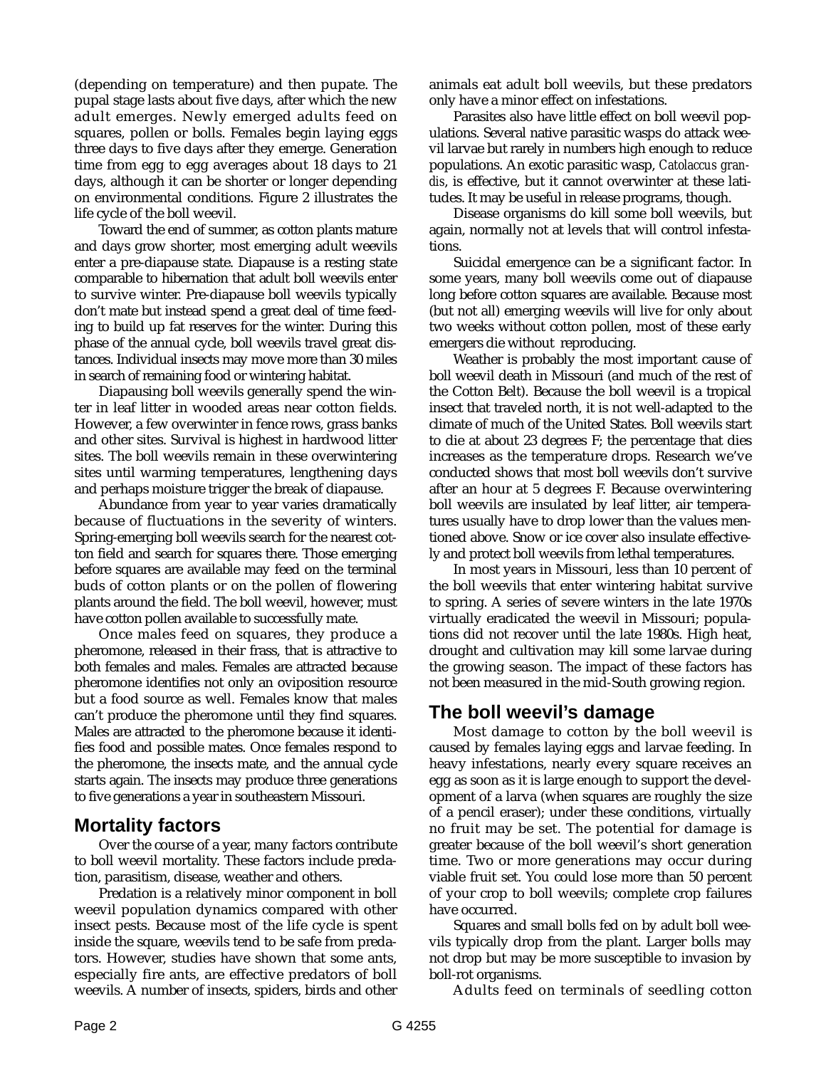(depending on temperature) and then pupate. The pupal stage lasts about five days, after which the new adult emerges. Newly emerged adults feed on squares, pollen or bolls. Females begin laying eggs three days to five days after they emerge. Generation time from egg to egg averages about 18 days to 21 days, although it can be shorter or longer depending on environmental conditions. Figure 2 illustrates the life cycle of the boll weevil.

Toward the end of summer, as cotton plants mature and days grow shorter, most emerging adult weevils enter a pre-diapause state. Diapause is a resting state comparable to hibernation that adult boll weevils enter to survive winter. Pre-diapause boll weevils typically don't mate but instead spend a great deal of time feeding to build up fat reserves for the winter. During this phase of the annual cycle, boll weevils travel great distances. Individual insects may move more than 30 miles in search of remaining food or wintering habitat.

Diapausing boll weevils generally spend the winter in leaf litter in wooded areas near cotton fields. However, a few overwinter in fence rows, grass banks and other sites. Survival is highest in hardwood litter sites. The boll weevils remain in these overwintering sites until warming temperatures, lengthening days and perhaps moisture trigger the break of diapause.

Abundance from year to year varies dramatically because of fluctuations in the severity of winters. Spring-emerging boll weevils search for the nearest cotton field and search for squares there. Those emerging before squares are available may feed on the terminal buds of cotton plants or on the pollen of flowering plants around the field. The boll weevil, however, must have cotton pollen available to successfully mate.

Once males feed on squares, they produce a pheromone, released in their frass, that is attractive to both females and males. Females are attracted because pheromone identifies not only an oviposition resource but a food source as well. Females know that males can't produce the pheromone until they find squares. Males are attracted to the pheromone because it identifies food and possible mates. Once females respond to the pheromone, the insects mate, and the annual cycle starts again. The insects may produce three generations to five generations a year in southeastern Missouri.

## Mortality factors

Over the course of a year, many factors contribute to boll weevil mortality. These factors include predation, parasitism, disease, weather and others.

Predation is a relatively minor component in boll weevil population dynamics compared with other insect pests. Because most of the life cycle is spent inside the square, weevils tend to be safe from predators. However, studies have shown that some ants, especially fire ants, are effective predators of boll weevils. A number of insects, spiders, birds and other animals eat adult boll weevils, but these predators only have a minor effect on infestations.

Parasites also have little effect on boll weevil populations. Several native parasitic wasps do attack weevil larvae but rarely in numbers high enough to reduce populations. An exotic parasitic wasp, *Catolaccus grandis*, is effective, but it cannot overwinter at these latitudes. It may be useful in release programs, though.

Disease organisms do kill some boll weevils, but again, normally not at levels that will control infestations.

Suicidal emergence can be a significant factor. In some years, many boll weevils come out of diapause long before cotton squares are available. Because most (but not all) emerging weevils will live for only about two weeks without cotton pollen, most of these early emergers die without reproducing.

Weather is probably the most important cause of boll weevil death in Missouri (and much of the rest of the Cotton Belt). Because the boll weevil is a tropical insect that traveled north, it is not well-adapted to the climate of much of the United States. Boll weevils start to die at about 23 degrees F; the percentage that dies increases as the temperature drops. Research we've conducted shows that most boll weevils don't survive after an hour at 5 degrees F. Because overwintering boll weevils are insulated by leaf litter, air temperatures usually have to drop lower than the values mentioned above. Snow or ice cover also insulate effectively and protect boll weevils from lethal temperatures.

In most years in Missouri, less than 10 percent of the boll weevils that enter wintering habitat survive to spring. A series of severe winters in the late 1970s virtually eradicated the weevil in Missouri; populations did not recover until the late 1980s. High heat, drought and cultivation may kill some larvae during the growing season. The impact of these factors has not been measured in the mid-South growing region.

## The boll weevil's damage

Most damage to cotton by the boll weevil is caused by females laying eggs and larvae feeding. In heavy infestations, nearly every square receives an egg as soon as it is large enough to support the development of a larva (when squares are roughly the size of a pencil eraser); under these conditions, virtually no fruit may be set. The potential for damage is greater because of the boll weevil's short generation time. Two or more generations may occur during viable fruit set. You could lose more than 50 percent of your crop to boll weevils; complete crop failures have occurred.

Squares and small bolls fed on by adult boll weevils typically drop from the plant. Larger bolls may not drop but may be more susceptible to invasion by boll-rot organisms.

Adults feed on terminals of seedling cotton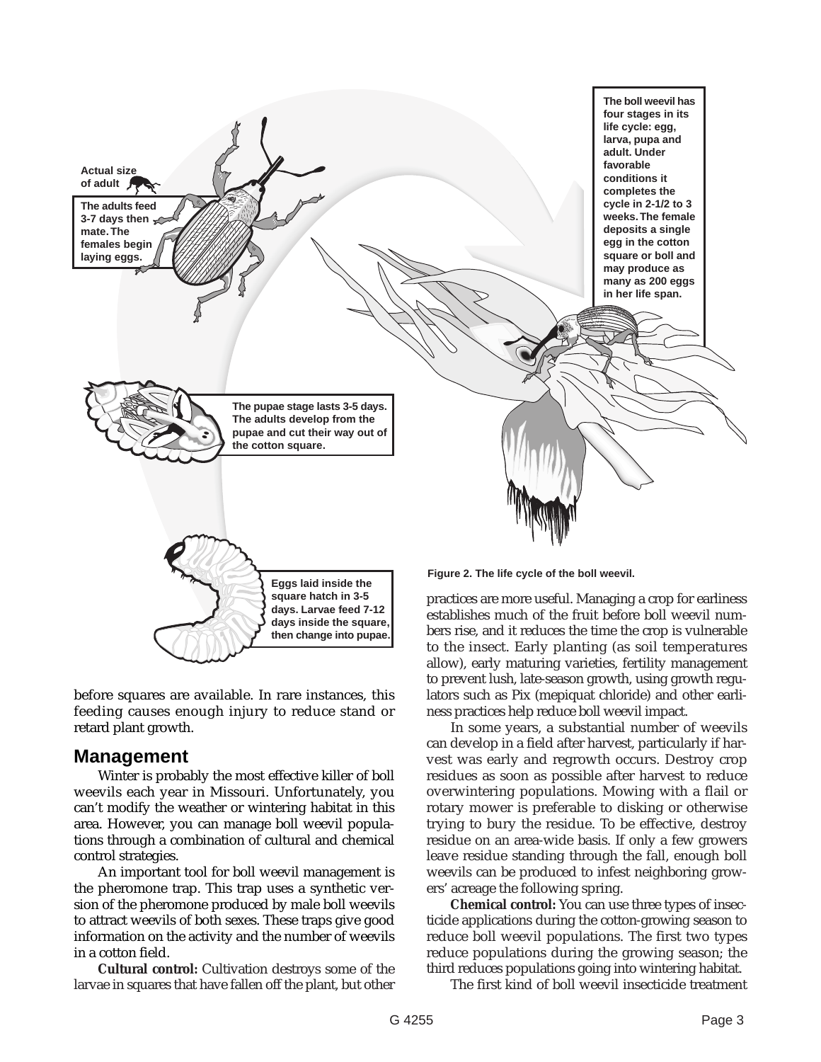The boll weevil has four stages in its life cycle: egg, larva, pupa and adult. Under favorable conditions it completes the cycle in 2-1/2 to 3 weeks. The female deposits a single egg in the cotton square or boll and may produce as many as 200 eggs in her life span.

Actual size of adult

The adults feed 3-7 days then mate. The females begin laying eggs.

The pupae stage lasts 3-5 days. The adults develop from the pupae and cut their way out of the cotton square.

Eggs laid inside the square hatch in 3-5 days. Larvae feed 7-12 days inside the square, then change into pupae.

Figure 2. The life cycle of the boll weevil.

before squares are available. In rare instances, this feeding causes enough injury to reduce stand or retard plant growth.

## Management

Winter is probably the most effective killer of boll weevils each year in Missouri. Unfortunately, you can't modify the weather or wintering habitat in this area. However, you can manage boll weevil populations through a combination of cultural and chemical control strategies.

An important tool for boll weevil management is the pheromone trap. This trap uses a synthetic version of the pheromone produced by male boll weevils to attract weevils of both sexes. These traps give good information on the activity and the number of weevils in a cotton field.

**Cultural control:** Cultivation destroys some of the larvae in squares that have fallen off the plant, but other practices are more useful. Managing a crop for earliness establishes much of the fruit before boll weevil numbers rise, and it reduces the time the crop is vulnerable to the insect. Early planting (as soil temperatures allow), early maturing varieties, fertility management to prevent lush, late-season growth, using growth regulators such as Pix (mepiquat chloride) and other earliness practices help reduce boll weevil impact.

In some years, a substantial number of weevils can develop in a field after harvest, particularly if harvest was early and regrowth occurs. Destroy crop residues as soon as possible after harvest to reduce overwintering populations. Mowing with a flail or rotary mower is preferable to disking or otherwise trying to bury the residue. To be effective, destroy residue on an area-wide basis. If only a few growers leave residue standing through the fall, enough boll weevils can be produced to infest neighboring growers' acreage the following spring.

**Chemical control:** You can use three types of insecticide applications during the cotton-growing season to reduce boll weevil populations. The first two types reduce populations during the growing season; the third reduces populations going into wintering habitat.

The first kind of boll weevil insecticide treatment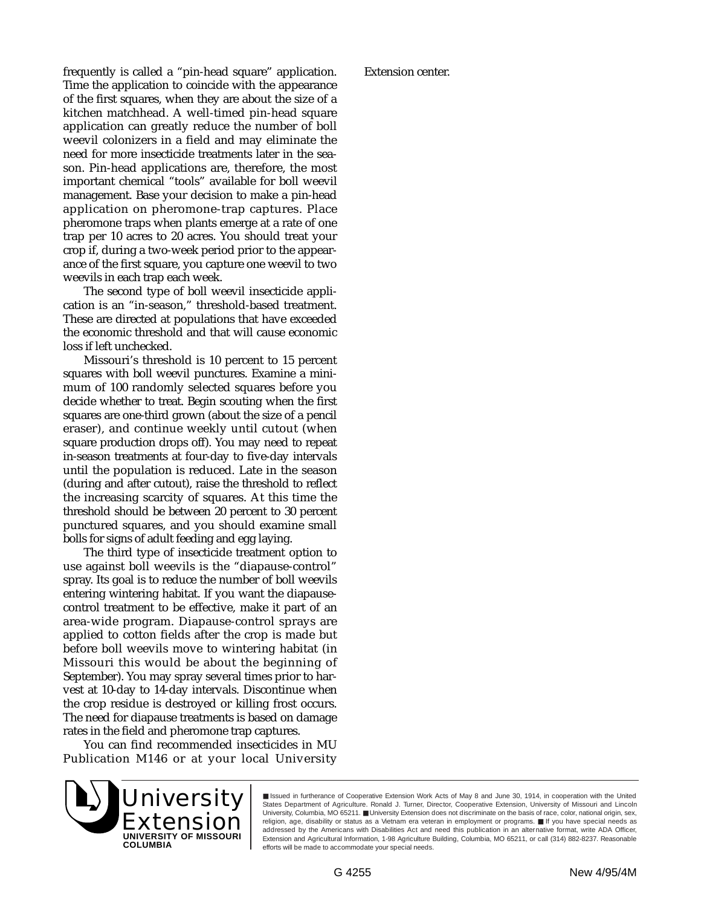frequently is called a "pin-head square" application. Time the application to coincide with the appearance of the first squares, when they are about the size of a kitchen matchhead. A well-timed pin-head square application can greatly reduce the number of boll weevil colonizers in a field and may eliminate the need for more insecticide treatments later in the season. Pin-head applications are, therefore, the most important chemical "tools" available for boll weevil management. Base your decision to make a pin-head application on pheromone-trap captures. Place pheromone traps when plants emerge at a rate of one trap per 10 acres to 20 acres. You should treat your crop if, during a two-week period prior to the appearance of the first square, you capture one weevil to two weevils in each trap each week.

The second type of boll weevil insecticide application is an "in-season," threshold-based treatment. These are directed at populations that have exceeded the economic threshold and that will cause economic loss if left unchecked.

Missouri's threshold is 10 percent to 15 percent squares with boll weevil punctures. Examine a minimum of 100 randomly selected squares before you decide whether to treat. Begin scouting when the first squares are one-third grown (about the size of a pencil eraser), and continue weekly until cutout (when square production drops off). You may need to repeat in-season treatments at four-day to five-day intervals until the population is reduced. Late in the season (during and after cutout), raise the threshold to reflect the increasing scarcity of squares. At this time the threshold should be between 20 percent to 30 percent punctured squares, and you should examine small bolls for signs of adult feeding and egg laying.

The third type of insecticide treatment option to use against boll weevils is the "diapause-control" spray. Its goal is to reduce the number of boll weevils entering wintering habitat. If you want the diapause-control treatment to be effective, make it part of an area-wide program. Diapause-control sprays are applied to cotton fields after the crop is made but before boll weevils move to wintering habitat (in Missouri this would be about the beginning of September). You may spray several times prior to harvest at 10-day to 14-day intervals. Discontinue when the crop residue is destroyed or killing frost occurs. The need for diapause treatments is based on damage rates in the field and pheromone trap captures.

You can find recommended insecticides in MU Publication M146 or at your local University Extension center.

University Extension
UNIVERSITY OF MISSOURI COLUMBIA

■ Issued in furtherance of Cooperative Extension Work Acts of May 8 and June 30, 1914, in cooperation with the United States Department of Agriculture. Ronald J. Turner, Director, Cooperative Extension, University of Missouri and Lincoln University, Columbia, MO 65211. ■ University Extension does not discriminate on the basis of race, color, national origin, sex, religion, age, disability or status as a Vietnam era veteran in employment or programs. ■ If you have special needs as addressed by the Americans with Disabilities Act and need this publication in an alternative format, write ADA Officer, Extension and Agricultural Information, 1-98 Agriculture Building, Columbia, MO 65211, or call (314) 882-8237. Reasonable efforts will be made to accommodate your special needs.

G 4255 New 4/95/4M